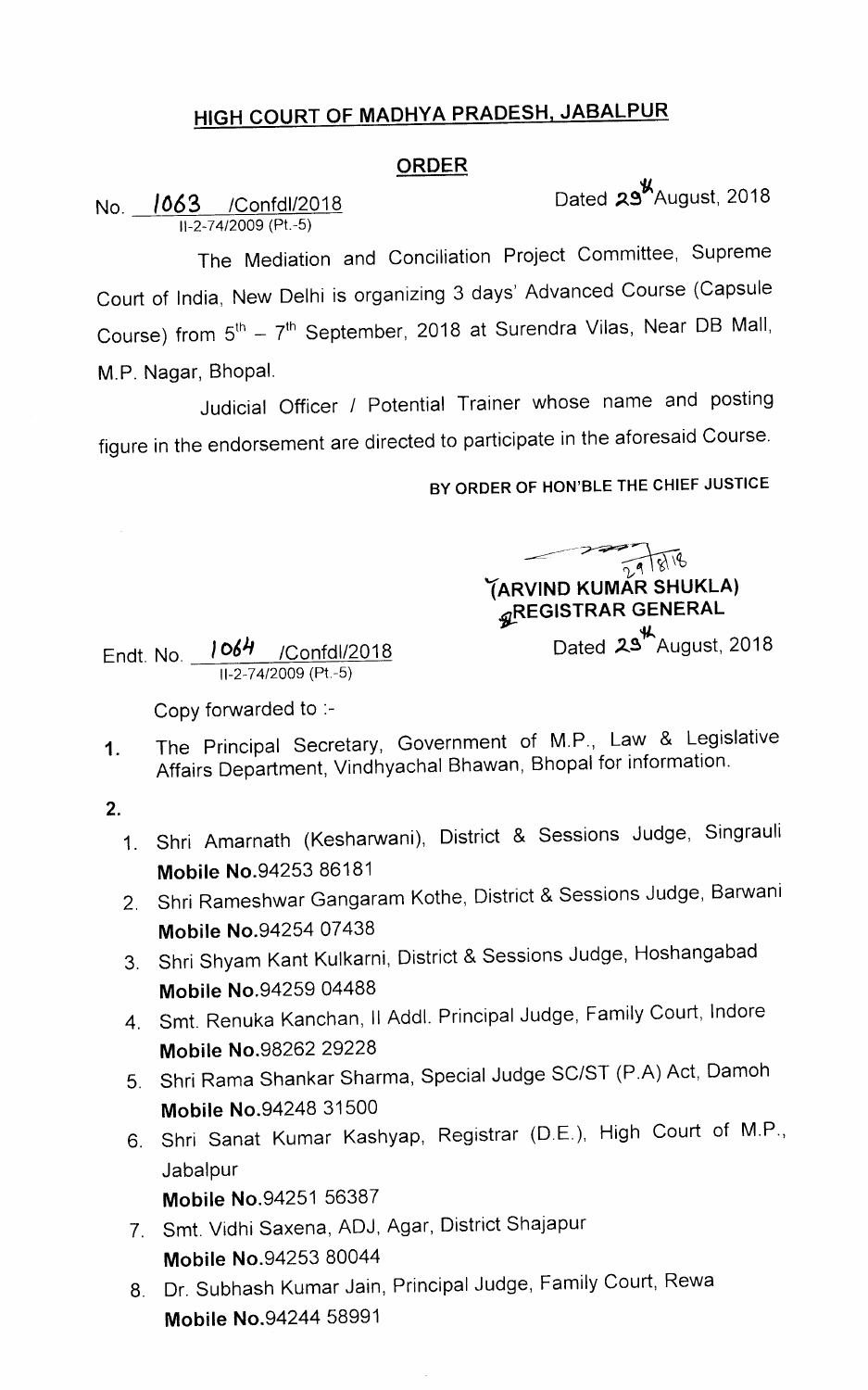# HIGH COURT OF MADHYA PRADESH, JABALPUR

## ORDER

No. 1063 /Confdl/2018
II-2-74/2009 (Pt.-5)

Dated 29th August, 2018

The Mediation and Conciliation Project Committee, Supreme Court of India, New Delhi is organizing 3 days' Advanced Course (Capsule Course) from 5th – 7th September, 2018 at Surendra Vilas, Near DB Mall, M.P. Nagar, Bhopal.

Judicial Officer / Potential Trainer whose name and posting figure in the endorsement are directed to participate in the aforesaid Course.

BY ORDER OF HON'BLE THE CHIEF JUSTICE

29/8/18
(ARVIND KUMAR SHUKLA)
REGISTRAR GENERAL

Endt. No. 1064 /Confdl/2018
II-2-74/2009 (Pt.-5)

Dated 29th August, 2018

Copy forwarded to :-

1. The Principal Secretary, Government of M.P., Law & Legislative Affairs Department, Vindhyachal Bhawan, Bhopal for information.

2.
   1. Shri Amarnath (Kesharwani), District & Sessions Judge, Singrauli
      **Mobile No.**94253 86181
   2. Shri Rameshwar Gangaram Kothe, District & Sessions Judge, Barwani
      **Mobile No.**94254 07438
   3. Shri Shyam Kant Kulkarni, District & Sessions Judge, Hoshangabad
      **Mobile No.**94259 04488
   4. Smt. Renuka Kanchan, II Addl. Principal Judge, Family Court, Indore
      **Mobile No.**98262 29228
   5. Shri Rama Shankar Sharma, Special Judge SC/ST (P.A) Act, Damoh
      **Mobile No.**94248 31500
   6. Shri Sanat Kumar Kashyap, Registrar (D.E.), High Court of M.P., Jabalpur
      **Mobile No.**94251 56387
   7. Smt. Vidhi Saxena, ADJ, Agar, District Shajapur
      **Mobile No.**94253 80044
   8. Dr. Subhash Kumar Jain, Principal Judge, Family Court, Rewa
      **Mobile No.**94244 58991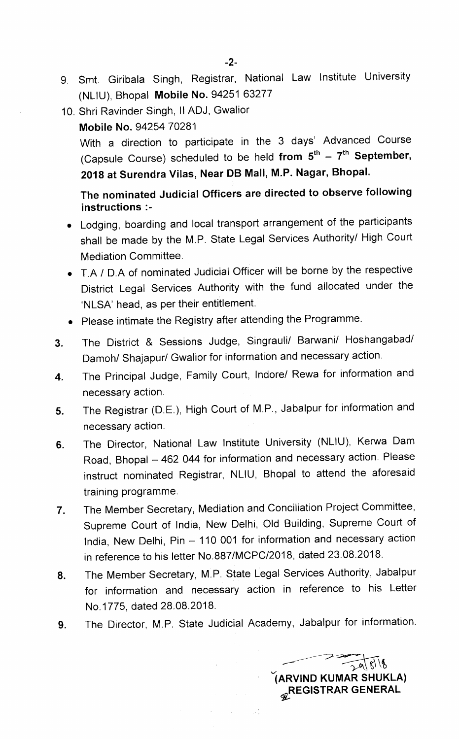9. Smt. Giribala Singh, Registrar, National Law Institute University (NLIU), Bhopal **Mobile No.** 94251 63277

10. Shri Ravinder Singh, II ADJ, Gwalior
    **Mobile No.** 94254 70281

    With a direction to participate in the 3 days' Advanced Course (Capsule Course) scheduled to be held **from 5th – 7th September, 2018 at Surendra Vilas, Near DB Mall, M.P. Nagar, Bhopal.**

    **The nominated Judicial Officers are directed to observe following instructions :-**

    - Lodging, boarding and local transport arrangement of the participants shall be made by the M.P. State Legal Services Authority/ High Court Mediation Committee.
    - T.A / D.A of nominated Judicial Officer will be borne by the respective District Legal Services Authority with the fund allocated under the 'NLSA' head, as per their entitlement.
    - Please intimate the Registry after attending the Programme.

3. The District & Sessions Judge, Singrauli/ Barwani/ Hoshangabad/ Damoh/ Shajapur/ Gwalior for information and necessary action.

4. The Principal Judge, Family Court, Indore/ Rewa for information and necessary action.

5. The Registrar (D.E.), High Court of M.P., Jabalpur for information and necessary action.

6. The Director, National Law Institute University (NLIU), Kerwa Dam Road, Bhopal – 462 044 for information and necessary action. Please instruct nominated Registrar, NLIU, Bhopal to attend the aforesaid training programme.

7. The Member Secretary, Mediation and Conciliation Project Committee, Supreme Court of India, New Delhi, Old Building, Supreme Court of India, New Delhi, Pin – 110 001 for information and necessary action in reference to his letter No.887/MCPC/2018, dated 23.08.2018.

8. The Member Secretary, M.P. State Legal Services Authority, Jabalpur for information and necessary action in reference to his Letter No.1775, dated 28.08.2018.

9. The Director, M.P. State Judicial Academy, Jabalpur for information.

29/8/18

**(ARVIND KUMAR SHUKLA)**
**REGISTRAR GENERAL**